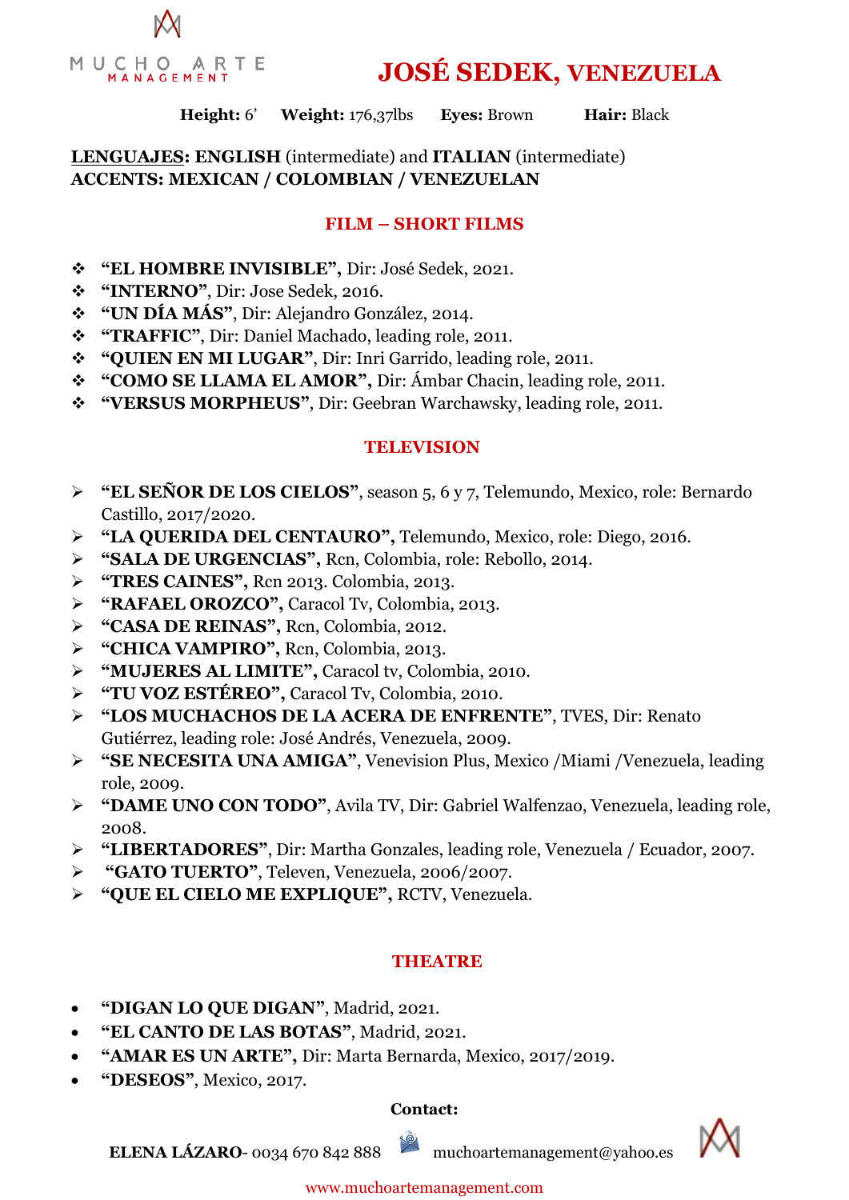MUCHO ARTE
MANAGEMENT

# JOSÉ SEDEK, VENEZUELA

**Height:** 6’ **Weight:** 176,37lbs **Eyes:** Brown **Hair:** Black

**LENGUAJES: ENGLISH** (intermediate) and **ITALIAN** (intermediate)
**ACCENTS: MEXICAN / COLOMBIAN / VENEZUELAN**

## FILM – SHORT FILMS

- **“EL HOMBRE INVISIBLE”,** Dir: José Sedek, 2021.
- **“INTERNO”**, Dir: Jose Sedek, 2016.
- **“UN DÍA MÁS”**, Dir: Alejandro González, 2014.
- **“TRAFFIC”**, Dir: Daniel Machado, leading role, 2011.
- **“QUIEN EN MI LUGAR”**, Dir: Inri Garrido, leading role, 2011.
- **“COMO SE LLAMA EL AMOR”,** Dir: Ámbar Chacin, leading role, 2011.
- **“VERSUS MORPHEUS”**, Dir: Geebran Warchawsky, leading role, 2011.

## TELEVISION

- **“EL SEÑOR DE LOS CIELOS”**, season 5, 6 y 7, Telemundo, Mexico, role: Bernardo Castillo, 2017/2020.
- **“LA QUERIDA DEL CENTAURO”,** Telemundo, Mexico, role: Diego, 2016.
- **“SALA DE URGENCIAS”,** Rcn, Colombia, role: Rebollo, 2014.
- **“TRES CAINES”,** Rcn 2013. Colombia, 2013.
- **“RAFAEL OROZCO”,** Caracol Tv, Colombia, 2013.
- **“CASA DE REINAS”,** Rcn, Colombia, 2012.
- **“CHICA VAMPIRO”,** Rcn, Colombia, 2013.
- **“MUJERES AL LIMITE”,** Caracol tv, Colombia, 2010.
- **“TU VOZ ESTÉREO”,** Caracol Tv, Colombia, 2010.
- **“LOS MUCHACHOS DE LA ACERA DE ENFRENTE”**, TVES, Dir: Renato Gutiérrez, leading role: José Andrés, Venezuela, 2009.
- **“SE NECESITA UNA AMIGA”**, Venevision Plus, Mexico /Miami /Venezuela, leading role, 2009.
- **“DAME UNO CON TODO”**, Avila TV, Dir: Gabriel Walfenzao, Venezuela, leading role, 2008.
- **“LIBERTADORES”**, Dir: Martha Gonzales, leading role, Venezuela / Ecuador, 2007.
- **“GATO TUERTO”**, Televen, Venezuela, 2006/2007.
- **“QUE EL CIELO ME EXPLIQUE”,** RCTV, Venezuela.

## THEATRE

- **“DIGAN LO QUE DIGAN”**, Madrid, 2021.
- **“EL CANTO DE LAS BOTAS”**, Madrid, 2021.
- **“AMAR ES UN ARTE”,** Dir: Marta Bernarda, Mexico, 2017/2019.
- **“DESEOS”**, Mexico, 2017.

**Contact:**

**ELENA LÁZARO**- 0034 670 842 888 muchoartemanagement@yahoo.es

www.muchoartemanagement.com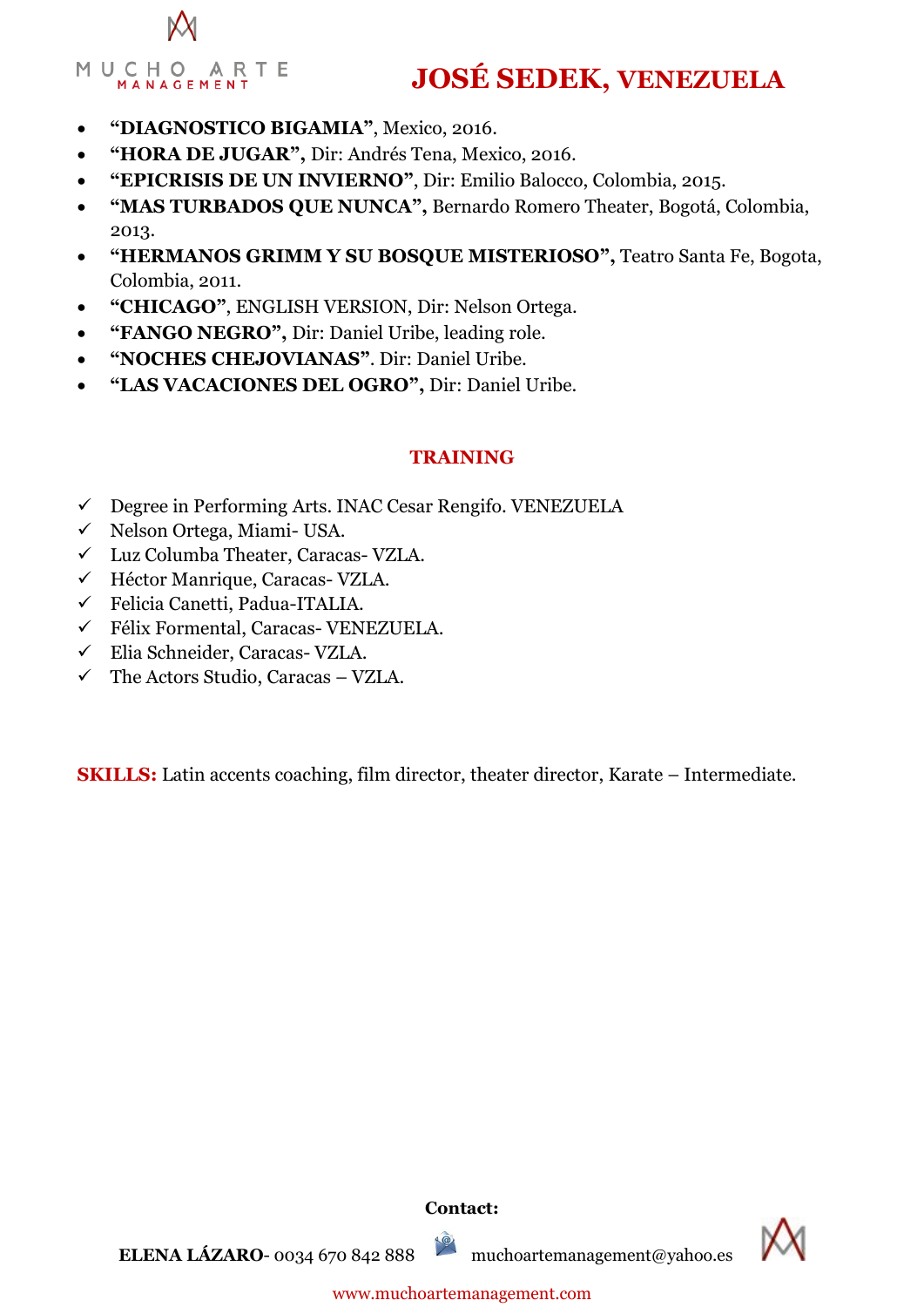- **"DIAGNOSTICO BIGAMIA"**, Mexico, 2016.
- **"HORA DE JUGAR",** Dir: Andrés Tena, Mexico, 2016.
- **"EPICRISIS DE UN INVIERNO"**, Dir: Emilio Balocco, Colombia, 2015.
- **"MAS TURBADOS QUE NUNCA",** Bernardo Romero Theater, Bogotá, Colombia, 2013.
- **"HERMANOS GRIMM Y SU BOSQUE MISTERIOSO",** Teatro Santa Fe, Bogota, Colombia, 2011.
- **"CHICAGO"**, ENGLISH VERSION, Dir: Nelson Ortega.
- **"FANGO NEGRO",** Dir: Daniel Uribe, leading role.
- **"NOCHES CHEJOVIANAS"**. Dir: Daniel Uribe.
- **"LAS VACACIONES DEL OGRO",** Dir: Daniel Uribe.

## TRAINING

- ✓ Degree in Performing Arts. INAC Cesar Rengifo. VENEZUELA
- ✓ Nelson Ortega, Miami- USA.
- ✓ Luz Columba Theater, Caracas- VZLA.
- ✓ Héctor Manrique, Caracas- VZLA.
- ✓ Felicia Canetti, Padua-ITALIA.
- ✓ Félix Formental, Caracas- VENEZUELA.
- ✓ Elia Schneider, Caracas- VZLA.
- ✓ The Actors Studio, Caracas – VZLA.

**SKILLS:** Latin accents coaching, film director, theater director, Karate – Intermediate.

**Contact:**

**ELENA LÁZARO**- 0034 670 842 888 muchoartemanagement@yahoo.es

www.muchoartemanagement.com